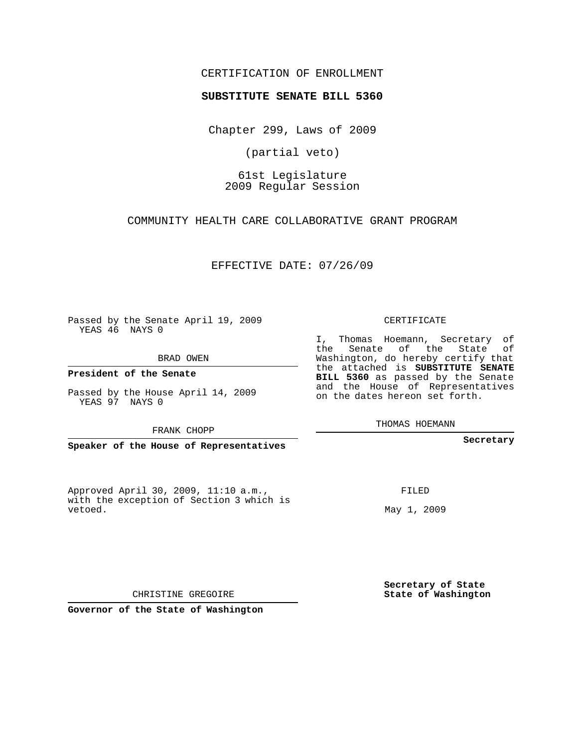CERTIFICATION OF ENROLLMENT

**SUBSTITUTE SENATE BILL 5360**

Chapter 299, Laws of 2009

(partial veto)

61st Legislature
2009 Regular Session

COMMUNITY HEALTH CARE COLLABORATIVE GRANT PROGRAM

EFFECTIVE DATE: 07/26/09

Passed by the Senate April 19, 2009
YEAS 46 NAYS 0

BRAD OWEN

**President of the Senate**

Passed by the House April 14, 2009
YEAS 97 NAYS 0

FRANK CHOPP

**Speaker of the House of Representatives**

CERTIFICATE

I, Thomas Hoemann, Secretary of the Senate of the State of Washington, do hereby certify that the attached is **SUBSTITUTE SENATE BILL 5360** as passed by the Senate and the House of Representatives on the dates hereon set forth.

THOMAS HOEMANN

**Secretary**

Approved April 30, 2009, 11:10 a.m., with the exception of Section 3 which is vetoed.

FILED

May 1, 2009

CHRISTINE GREGOIRE

**Governor of the State of Washington**

**Secretary of State**
**State of Washington**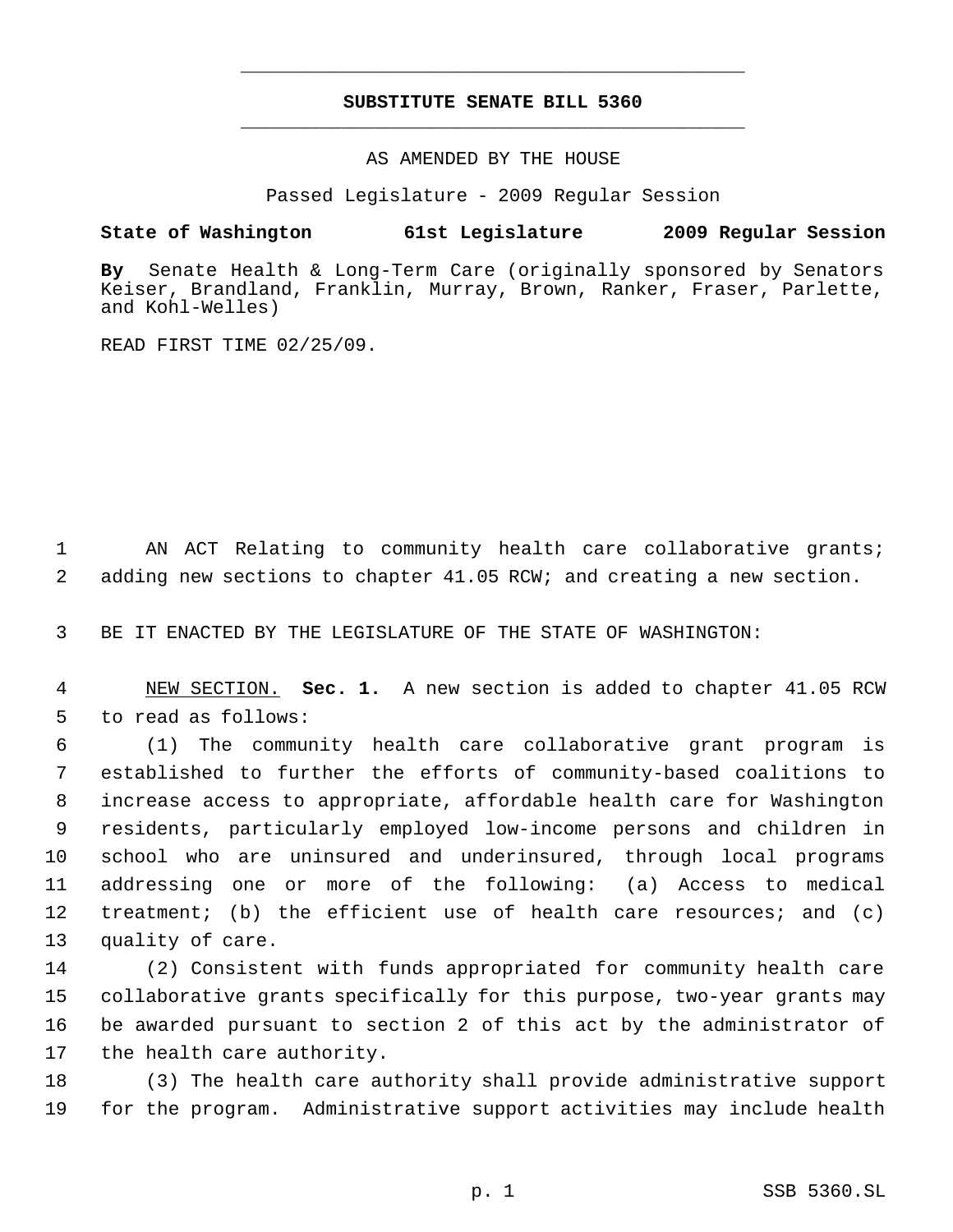**SUBSTITUTE SENATE BILL 5360**

AS AMENDED BY THE HOUSE

Passed Legislature - 2009 Regular Session

**State of Washington 61st Legislature 2009 Regular Session**

**By** Senate Health & Long-Term Care (originally sponsored by Senators Keiser, Brandland, Franklin, Murray, Brown, Ranker, Fraser, Parlette, and Kohl-Welles)

READ FIRST TIME 02/25/09.

AN ACT Relating to community health care collaborative grants; adding new sections to chapter 41.05 RCW; and creating a new section.

BE IT ENACTED BY THE LEGISLATURE OF THE STATE OF WASHINGTON:

NEW SECTION. **Sec. 1.** A new section is added to chapter 41.05 RCW to read as follows:

(1) The community health care collaborative grant program is established to further the efforts of community-based coalitions to increase access to appropriate, affordable health care for Washington residents, particularly employed low-income persons and children in school who are uninsured and underinsured, through local programs addressing one or more of the following: (a) Access to medical treatment; (b) the efficient use of health care resources; and (c) quality of care.

(2) Consistent with funds appropriated for community health care collaborative grants specifically for this purpose, two-year grants may be awarded pursuant to section 2 of this act by the administrator of the health care authority.

(3) The health care authority shall provide administrative support for the program. Administrative support activities may include health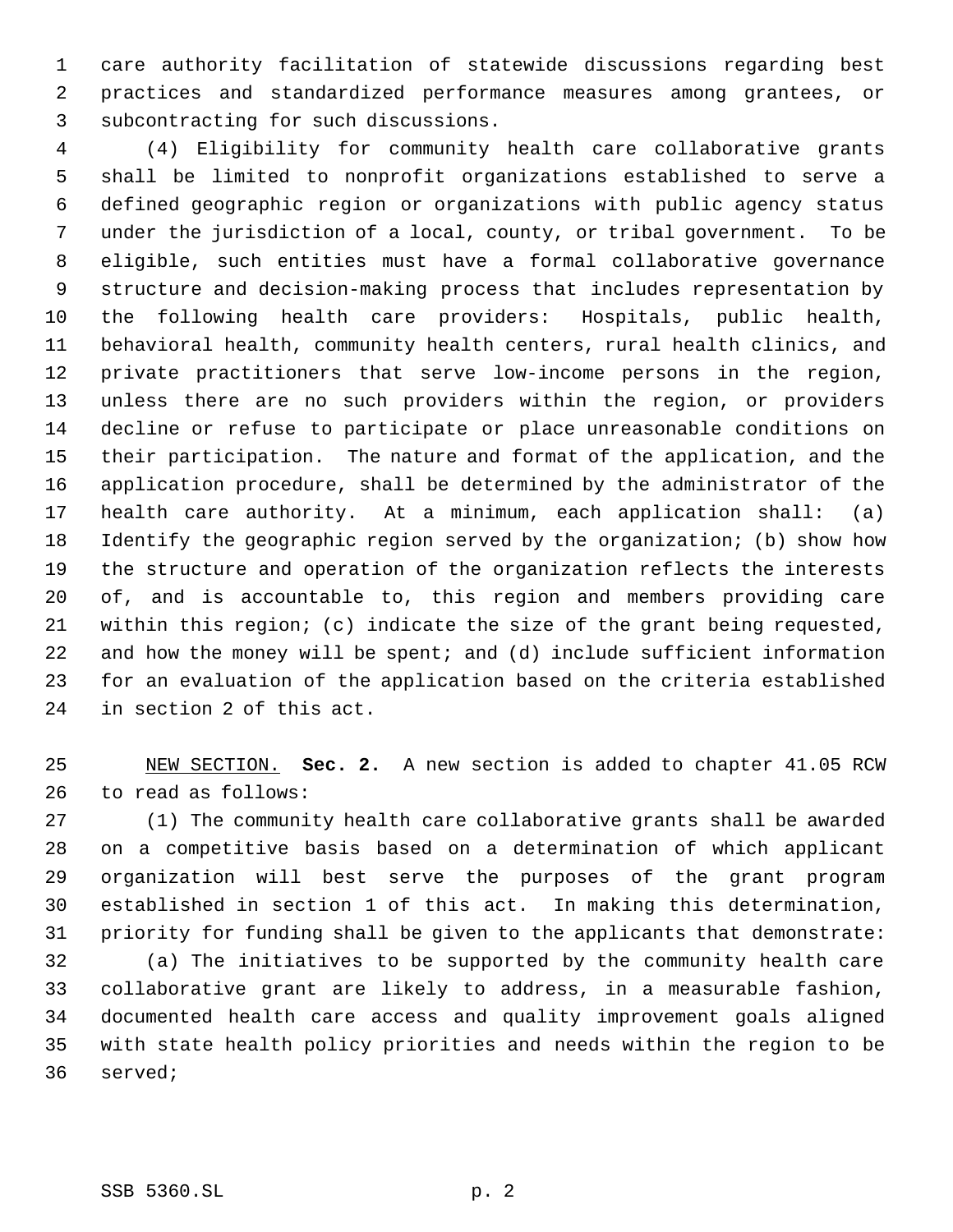care authority facilitation of statewide discussions regarding best practices and standardized performance measures among grantees, or subcontracting for such discussions.

(4) Eligibility for community health care collaborative grants shall be limited to nonprofit organizations established to serve a defined geographic region or organizations with public agency status under the jurisdiction of a local, county, or tribal government. To be eligible, such entities must have a formal collaborative governance structure and decision-making process that includes representation by the following health care providers: Hospitals, public health, behavioral health, community health centers, rural health clinics, and private practitioners that serve low-income persons in the region, unless there are no such providers within the region, or providers decline or refuse to participate or place unreasonable conditions on their participation. The nature and format of the application, and the application procedure, shall be determined by the administrator of the health care authority. At a minimum, each application shall: (a) Identify the geographic region served by the organization; (b) show how the structure and operation of the organization reflects the interests of, and is accountable to, this region and members providing care within this region; (c) indicate the size of the grant being requested, and how the money will be spent; and (d) include sufficient information for an evaluation of the application based on the criteria established in section 2 of this act.

NEW SECTION. **Sec. 2.** A new section is added to chapter 41.05 RCW to read as follows:

(1) The community health care collaborative grants shall be awarded on a competitive basis based on a determination of which applicant organization will best serve the purposes of the grant program established in section 1 of this act. In making this determination, priority for funding shall be given to the applicants that demonstrate:

(a) The initiatives to be supported by the community health care collaborative grant are likely to address, in a measurable fashion, documented health care access and quality improvement goals aligned with state health policy priorities and needs within the region to be served;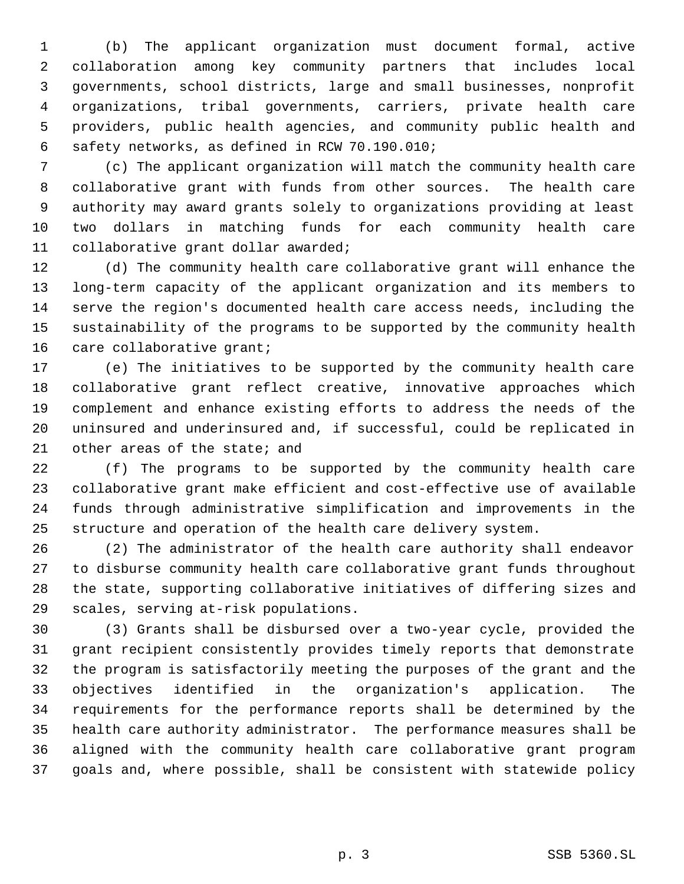(b) The applicant organization must document formal, active collaboration among key community partners that includes local governments, school districts, large and small businesses, nonprofit organizations, tribal governments, carriers, private health care providers, public health agencies, and community public health and safety networks, as defined in RCW 70.190.010;

(c) The applicant organization will match the community health care collaborative grant with funds from other sources. The health care authority may award grants solely to organizations providing at least two dollars in matching funds for each community health care collaborative grant dollar awarded;

(d) The community health care collaborative grant will enhance the long-term capacity of the applicant organization and its members to serve the region's documented health care access needs, including the sustainability of the programs to be supported by the community health care collaborative grant;

(e) The initiatives to be supported by the community health care collaborative grant reflect creative, innovative approaches which complement and enhance existing efforts to address the needs of the uninsured and underinsured and, if successful, could be replicated in other areas of the state; and

(f) The programs to be supported by the community health care collaborative grant make efficient and cost-effective use of available funds through administrative simplification and improvements in the structure and operation of the health care delivery system.

(2) The administrator of the health care authority shall endeavor to disburse community health care collaborative grant funds throughout the state, supporting collaborative initiatives of differing sizes and scales, serving at-risk populations.

(3) Grants shall be disbursed over a two-year cycle, provided the grant recipient consistently provides timely reports that demonstrate the program is satisfactorily meeting the purposes of the grant and the objectives identified in the organization's application. The requirements for the performance reports shall be determined by the health care authority administrator. The performance measures shall be aligned with the community health care collaborative grant program goals and, where possible, shall be consistent with statewide policy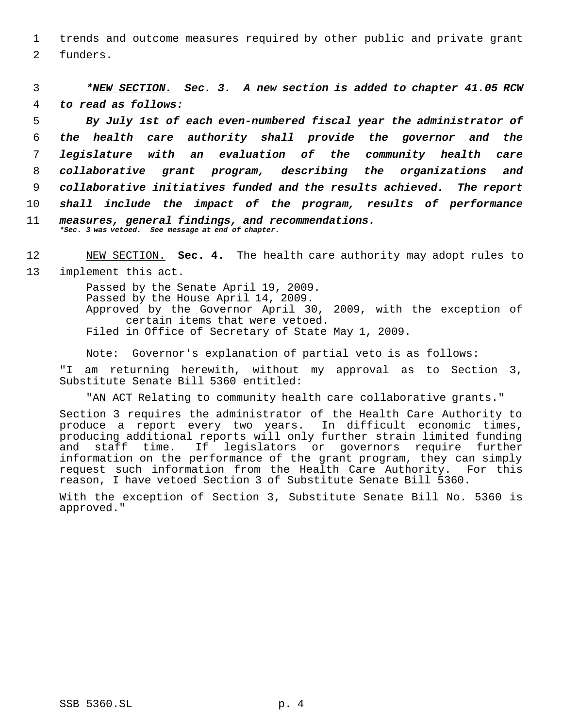trends and outcome measures required by other public and private grant funders.

***NEW SECTION.* Sec. 3. A new section is added to chapter 41.05 RCW to read as follows:**

***By July 1st of each even-numbered fiscal year the administrator of the health care authority shall provide the governor and the legislature with an evaluation of the community health care collaborative grant program, describing the organizations and collaborative initiatives funded and the results achieved. The report shall include the impact of the program, results of performance measures, general findings, and recommendations.***

****Sec. 3 was vetoed. See message at end of chapter.***

NEW SECTION. **Sec. 4.** The health care authority may adopt rules to implement this act.

Passed by the Senate April 19, 2009.
Passed by the House April 14, 2009.
Approved by the Governor April 30, 2009, with the exception of certain items that were vetoed.
Filed in Office of Secretary of State May 1, 2009.

Note: Governor's explanation of partial veto is as follows:

"I am returning herewith, without my approval as to Section 3, Substitute Senate Bill 5360 entitled:

"AN ACT Relating to community health care collaborative grants."

Section 3 requires the administrator of the Health Care Authority to produce a report every two years. In difficult economic times, producing additional reports will only further strain limited funding and staff time. If legislators or governors require further information on the performance of the grant program, they can simply request such information from the Health Care Authority. For this reason, I have vetoed Section 3 of Substitute Senate Bill 5360.

With the exception of Section 3, Substitute Senate Bill No. 5360 is approved."